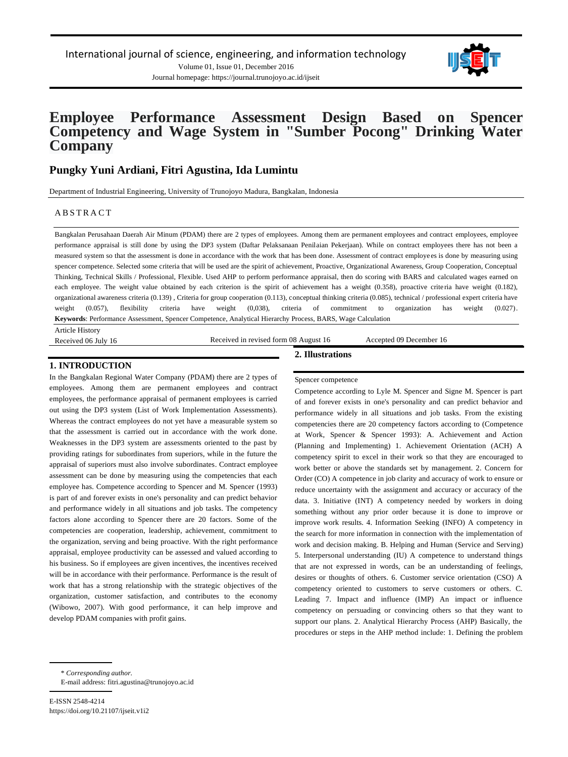# Employee Performance Assessment Design Based on Spencer Competency and Wage System in "Sumber Pocong" Drinking Water Company

## Pungky Yuni Ardiani, Fitri Agustina, Ida Lumintu

Department of Industrial Engineering, University of Trunojoyo Madura, Bangkalan, Indonesia

### ABSTRACT

Bangkalan Perusahaan Daerah Air Minum (PDAM) there are 2 types of employees. Among them are permanent employees and contract employees, employee performance appraisal is still done by using the DP3 system (Daftar Pelaksanaan Penilaian Pekerjaan). While on contract employees there has not been a measured system so that the assessment is done in accordance with the work that has been done. Assessment of contract employees is done by measuring using spencer competence. Selected some criteria that will be used are the spirit of achievement, Proactive, Organizational Awareness, Group Cooperation, Conceptual Thinking, Technical Skills / Professional, Flexible. Used AHP to perform performance appraisal, then do scoring with BARS and calculated wages earned on each employee. The weight value obtained by each criterion is the spirit of achievement has a weight (0.358), proactive criteria have weight (0.182), organizational awareness criteria (0.139) , Criteria for group cooperation (0.113), conceptual thinking criteria (0.085), technical / professional expert criteria have weight (0.057), flexibility criteria have weight (0,038), criteria of commitment to organization has weight (0.027).

**Keywords**: Performance Assessment, Spencer Competence, Analytical Hierarchy Process, BARS, Wage Calculation

Article History

Received 06 July 16 | Received in revised form 08 August 16 | Accepted 09 December 16

## 1. INTRODUCTION

In the Bangkalan Regional Water Company (PDAM) there are 2 types of employees. Among them are permanent employees and contract employees, the performance appraisal of permanent employees is carried out using the DP3 system (List of Work Implementation Assessments). Whereas the contract employees do not yet have a measurable system so that the assessment is carried out in accordance with the work done. Weaknesses in the DP3 system are assessments oriented to the past by providing ratings for subordinates from superiors, while in the future the appraisal of superiors must also involve subordinates. Contract employee assessment can be done by measuring using the competencies that each employee has. Competence according to Spencer and M. Spencer (1993) is part of and forever exists in one's personality and can predict behavior and performance widely in all situations and job tasks. The competency factors alone according to Spencer there are 20 factors. Some of the competencies are cooperation, leadership, achievement, commitment to the organization, serving and being proactive. With the right performance appraisal, employee productivity can be assessed and valued according to his business. So if employees are given incentives, the incentives received will be in accordance with their performance. Performance is the result of work that has a strong relationship with the strategic objectives of the organization, customer satisfaction, and contributes to the economy (Wibowo, 2007). With good performance, it can help improve and develop PDAM companies with profit gains.

## 2. Illustrations

Spencer competence

Competence according to Lyle M. Spencer and Signe M. Spencer is part of and forever exists in one's personality and can predict behavior and performance widely in all situations and job tasks. From the existing competencies there are 20 competency factors according to (Competence at Work, Spencer & Spencer 1993): A. Achievement and Action (Planning and Implementing) 1. Achievement Orientation (ACH) A competency spirit to excel in their work so that they are encouraged to work better or above the standards set by management. 2. Concern for Order (CO) A competence in job clarity and accuracy of work to ensure or reduce uncertainty with the assignment and accuracy or accuracy of the data. 3. Initiative (INT) A competency needed by workers in doing something without any prior order because it is done to improve or improve work results. 4. Information Seeking (INFO) A competency in the search for more information in connection with the implementation of work and decision making. B. Helping and Human (Service and Serving) 5. Interpersonal understanding (IU) A competence to understand things that are not expressed in words, can be an understanding of feelings, desires or thoughts of others. 6. Customer service orientation (CSO) A competency oriented to customers to serve customers or others. C. Leading 7. Impact and influence (IMP) An impact or influence competency on persuading or convincing others so that they want to support our plans. 2. Analytical Hierarchy Process (AHP) Basically, the procedures or steps in the AHP method include: 1. Defining the problem

\* *Corresponding author.*
E-mail address: fitri.agustina@trunojoyo.ac.id

E-ISSN 2548-4214
https://doi.org/10.21107/ijseit.v1i2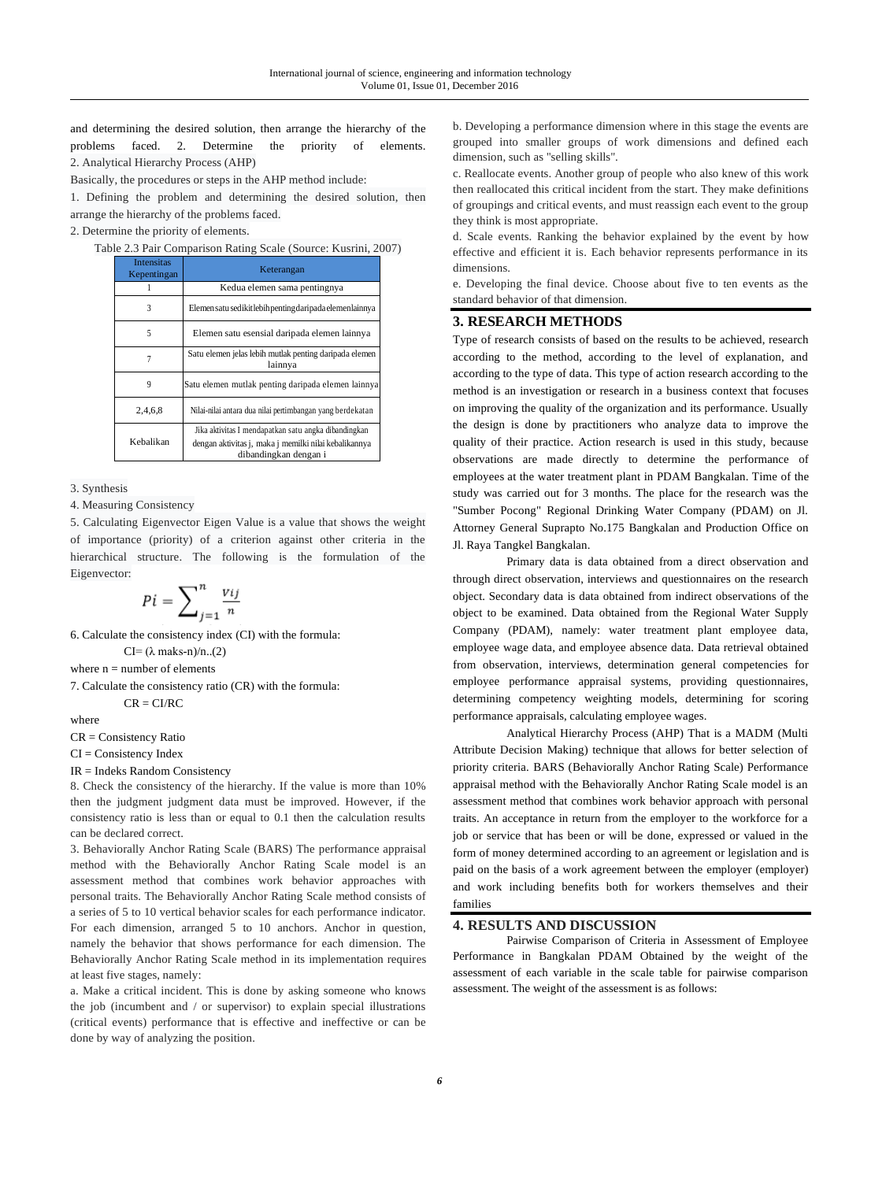and determining the desired solution, then arrange the hierarchy of the problems faced. 2. Determine the priority of elements.
2. Analytical Hierarchy Process (AHP)

Basically, the procedures or steps in the AHP method include:

1. Defining the problem and determining the desired solution, then arrange the hierarchy of the problems faced.
2. Determine the priority of elements.

Table 2.3 Pair Comparison Rating Scale (Source: Kusrini, 2007)

| Intensitas Kepentingan | Keterangan |
|---|---|
| 1 | Kedua elemen sama pentingnya |
| 3 | Elemen satu sedikit lebih penting daripada elemen lainnya |
| 5 | Elemen satu esensial daripada elemen lainnya |
| 7 | Satu elemen jelas lebih mutlak penting daripada elemen lainnya |
| 9 | Satu elemen mutlak penting daripada elemen lainnya |
| 2,4,6,8 | Nilai-nilai antara dua nilai pertimbangan yang berdekatan |
| Kebalikan | Jika aktivitas I mendapatkan satu angka dibandingkan dengan aktivitas j, maka j memilki nilai kebalikannya dibandingkan dengan i |

3. Synthesis
4. Measuring Consistency
5. Calculating Eigenvector Eigen Value is a value that shows the weight of importance (priority) of a criterion against other criteria in the hierarchical structure. The following is the formulation of the Eigenvector:

$$Pi = \sum_{j=1}^{n} \frac{vij}{n}$$

6. Calculate the consistency index (CI) with the formula:

CI= ($\lambda$ maks-n)/n..(2)

where n = number of elements

7. Calculate the consistency ratio (CR) with the formula:

CR = CI/RC

where

CR = Consistency Ratio

CI = Consistency Index

IR = Indeks Random Consistency

8. Check the consistency of the hierarchy. If the value is more than 10% then the judgment judgment data must be improved. However, if the consistency ratio is less than or equal to 0.1 then the calculation results can be declared correct.

3. Behaviorally Anchor Rating Scale (BARS) The performance appraisal method with the Behaviorally Anchor Rating Scale model is an assessment method that combines work behavior approaches with personal traits. The Behaviorally Anchor Rating Scale method consists of a series of 5 to 10 vertical behavior scales for each performance indicator. For each dimension, arranged 5 to 10 anchors. Anchor in question, namely the behavior that shows performance for each dimension. The Behaviorally Anchor Rating Scale method in its implementation requires at least five stages, namely:

a. Make a critical incident. This is done by asking someone who knows the job (incumbent and / or supervisor) to explain special illustrations (critical events) performance that is effective and ineffective or can be done by way of analyzing the position.

b. Developing a performance dimension where in this stage the events are grouped into smaller groups of work dimensions and defined each dimension, such as "selling skills".

c. Reallocate events. Another group of people who also knew of this work then reallocated this critical incident from the start. They make definitions of groupings and critical events, and must reassign each event to the group they think is most appropriate.

d. Scale events. Ranking the behavior explained by the event by how effective and efficient it is. Each behavior represents performance in its dimensions.

e. Developing the final device. Choose about five to ten events as the standard behavior of that dimension.

## 3. RESEARCH METHODS

Type of research consists of based on the results to be achieved, research according to the method, according to the level of explanation, and according to the type of data. This type of action research according to the method is an investigation or research in a business context that focuses on improving the quality of the organization and its performance. Usually the design is done by practitioners who analyze data to improve the quality of their practice. Action research is used in this study, because observations are made directly to determine the performance of employees at the water treatment plant in PDAM Bangkalan. Time of the study was carried out for 3 months. The place for the research was the "Sumber Pocong" Regional Drinking Water Company (PDAM) on Jl. Attorney General Suprapto No.175 Bangkalan and Production Office on Jl. Raya Tangkel Bangkalan.

Primary data is data obtained from a direct observation and through direct observation, interviews and questionnaires on the research object. Secondary data is data obtained from indirect observations of the object to be examined. Data obtained from the Regional Water Supply Company (PDAM), namely: water treatment plant employee data, employee wage data, and employee absence data. Data retrieval obtained from observation, interviews, determination general competencies for employee performance appraisal systems, providing questionnaires, determining competency weighting models, determining for scoring performance appraisals, calculating employee wages.

Analytical Hierarchy Process (AHP) That is a MADM (Multi Attribute Decision Making) technique that allows for better selection of priority criteria. BARS (Behaviorally Anchor Rating Scale) Performance appraisal method with the Behaviorally Anchor Rating Scale model is an assessment method that combines work behavior approach with personal traits. An acceptance in return from the employer to the workforce for a job or service that has been or will be done, expressed or valued in the form of money determined according to an agreement or legislation and is paid on the basis of a work agreement between the employer (employer) and work including benefits both for workers themselves and their families

## 4. RESULTS AND DISCUSSION

Pairwise Comparison of Criteria in Assessment of Employee Performance in Bangkalan PDAM Obtained by the weight of the assessment of each variable in the scale table for pairwise comparison assessment. The weight of the assessment is as follows: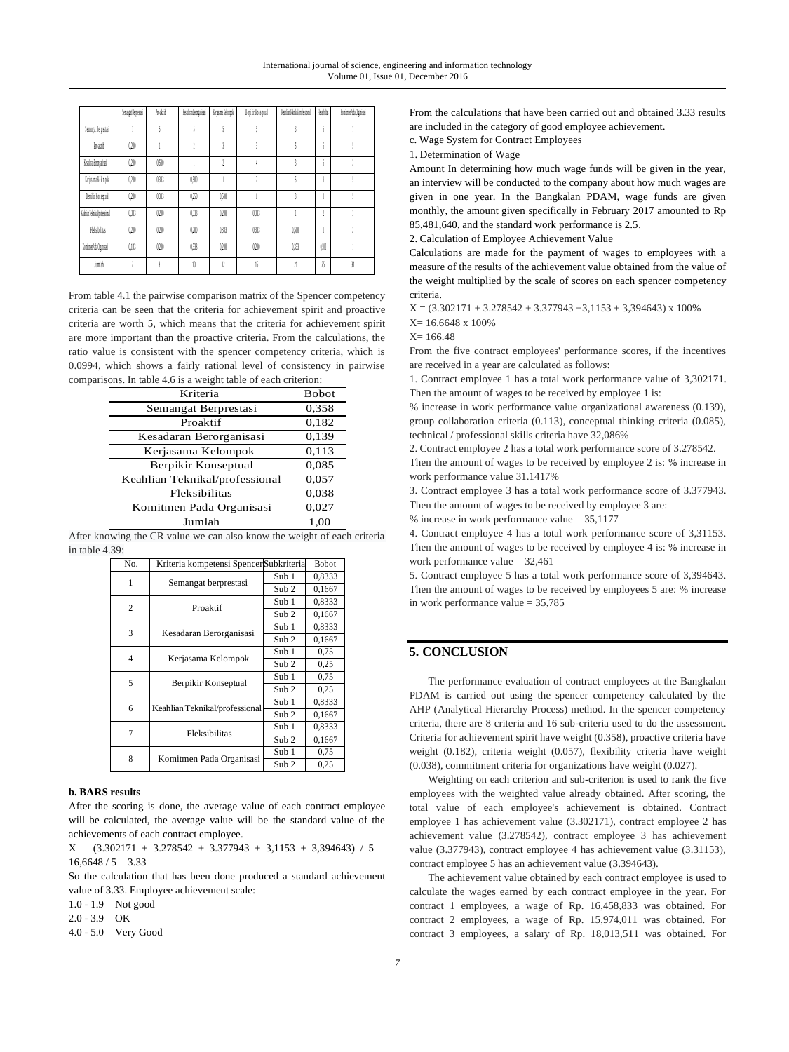| | Semangat Berprestasi | Proaktif | Kesadaran Berorganisasi | Kerjasama Kelompok | Berpikir Konseptual | Keahlian Teknikal/professional | Fleksibilitas | Komitmen Pada Organisasi |
|---|---|---|---|---|---|---|---|---|
| Semangat Berprestasi | 1 | 5 | 5 | 5 | 5 | 3 | 5 | 7 |
| Proaktif | 0,200 | 1 | 2 | 3 | 3 | 5 | 5 | 5 |
| Kesadaran Berorganisasi | 0,200 | 0,500 | 1 | 2 | 4 | 3 | 5 | 3 |
| Kerjasama Kelompok | 0,200 | 0,333 | 0,500 | 1 | 2 | 5 | 3 | 5 |
| Berpikir Konseptual | 0,200 | 0,333 | 0,250 | 0,500 | 1 | 3 | 3 | 5 |
| Keahlian Teknikal/professional | 0,333 | 0,200 | 0,333 | 0,200 | 0,333 | 1 | 2 | 3 |
| Fleksibilitas | 0,200 | 0,200 | 0,200 | 0,333 | 0,333 | 0,500 | 1 | 2 |
| Komitmen Pada Organisasi | 0,143 | 0,200 | 0,333 | 0,200 | 0,200 | 0,333 | 0,500 | 1 |
| Jumlah | 2 | 8 | 10 | 12 | 16 | 21 | 25 | 31 |

From table 4.1 the pairwise comparison matrix of the Spencer competency criteria can be seen that the criteria for achievement spirit and proactive criteria are worth 5, which means that the criteria for achievement spirit are more important than the proactive criteria. From the calculations, the ratio value is consistent with the spencer competency criteria, which is 0.0994, which shows a fairly rational level of consistency in pairwise comparisons. In table 4.6 is a weight table of each criterion:

| Kriteria | Bobot |
|---|---|
| Semangat Berprestasi | 0,358 |
| Proaktif | 0,182 |
| Kesadaran Berorganisasi | 0,139 |
| Kerjasama Kelompok | 0,113 |
| Berpikir Konseptual | 0,085 |
| Keahlian Teknikal/professional | 0,057 |
| Fleksibilitas | 0,038 |
| Komitmen Pada Organisasi | 0,027 |
| Jumlah | 1,00 |

After knowing the CR value we can also know the weight of each criteria in table 4.39:

| No. | Kriteria kompetensi Spencer | Subkriteria | Bobot |
|---|---|---|---|
| 1 | Semangat berprestasi | Sub 1 | 0,8333 |
| | | Sub 2 | 0,1667 |
| 2 | Proaktif | Sub 1 | 0,8333 |
| | | Sub 2 | 0,1667 |
| 3 | Kesadaran Berorganisasi | Sub 1 | 0,8333 |
| | | Sub 2 | 0,1667 |
| 4 | Kerjasama Kelompok | Sub 1 | 0,75 |
| | | Sub 2 | 0,25 |
| 5 | Berpikir Konseptual | Sub 1 | 0,75 |
| | | Sub 2 | 0,25 |
| 6 | Keahlian Teknikal/professional | Sub 1 | 0,8333 |
| | | Sub 2 | 0,1667 |
| 7 | Fleksibilitas | Sub 1 | 0,8333 |
| | | Sub 2 | 0,1667 |
| 8 | Komitmen Pada Organisasi | Sub 1 | 0,75 |
| | | Sub 2 | 0,25 |

**b. BARS results**

After the scoring is done, the average value of each contract employee will be calculated, the average value will be the standard value of the achievements of each contract employee.

X = (3.302171 + 3.278542 + 3.377943 + 3,1153 + 3,394643) / 5 = 16,6648 / 5 = 3.33

So the calculation that has been done produced a standard achievement value of 3.33. Employee achievement scale:

1.0 - 1.9 = Not good

2.0 - 3.9 = OK

4.0 - 5.0 = Very Good

From the calculations that have been carried out and obtained 3.33 results are included in the category of good employee achievement.

c. Wage System for Contract Employees

1. Determination of Wage

Amount In determining how much wage funds will be given in the year, an interview will be conducted to the company about how much wages are given in one year. In the Bangkalan PDAM, wage funds are given monthly, the amount given specifically in February 2017 amounted to Rp 85,481,640, and the standard work performance is 2.5.

2. Calculation of Employee Achievement Value

Calculations are made for the payment of wages to employees with a measure of the results of the achievement value obtained from the value of the weight multiplied by the scale of scores on each spencer competency criteria.

X = (3.302171 + 3.278542 + 3.377943 +3,1153 + 3,394643) x 100%

X= 16.6648 x 100%

X= 166.48

From the five contract employees' performance scores, if the incentives are received in a year are calculated as follows:

1. Contract employee 1 has a total work performance value of 3,302171. Then the amount of wages to be received by employee 1 is:

% increase in work performance value organizational awareness (0.139), group collaboration criteria (0.113), conceptual thinking criteria (0.085), technical / professional skills criteria have 32,086%

2. Contract employee 2 has a total work performance score of 3.278542.

Then the amount of wages to be received by employee 2 is: % increase in work performance value 31.1417%

3. Contract employee 3 has a total work performance score of 3.377943. Then the amount of wages to be received by employee 3 are:

% increase in work performance value = 35,1177

4. Contract employee 4 has a total work performance score of 3,31153. Then the amount of wages to be received by employee 4 is: % increase in work performance value = 32,461

5. Contract employee 5 has a total work performance score of 3,394643. Then the amount of wages to be received by employees 5 are: % increase in work performance value = 35,785

## 5. CONCLUSION

The performance evaluation of contract employees at the Bangkalan PDAM is carried out using the spencer competency calculated by the AHP (Analytical Hierarchy Process) method. In the spencer competency criteria, there are 8 criteria and 16 sub-criteria used to do the assessment. Criteria for achievement spirit have weight (0.358), proactive criteria have weight (0.182), criteria weight (0.057), flexibility criteria have weight (0.038), commitment criteria for organizations have weight (0.027).

Weighting on each criterion and sub-criterion is used to rank the five employees with the weighted value already obtained. After scoring, the total value of each employee's achievement is obtained. Contract employee 1 has achievement value (3.302171), contract employee 2 has achievement value (3.278542), contract employee 3 has achievement value (3.377943), contract employee 4 has achievement value (3.31153), contract employee 5 has an achievement value (3.394643).

The achievement value obtained by each contract employee is used to calculate the wages earned by each contract employee in the year. For contract 1 employees, a wage of Rp. 16,458,833 was obtained. For contract 2 employees, a wage of Rp. 15,974,011 was obtained. For contract 3 employees, a salary of Rp. 18,013,511 was obtained. For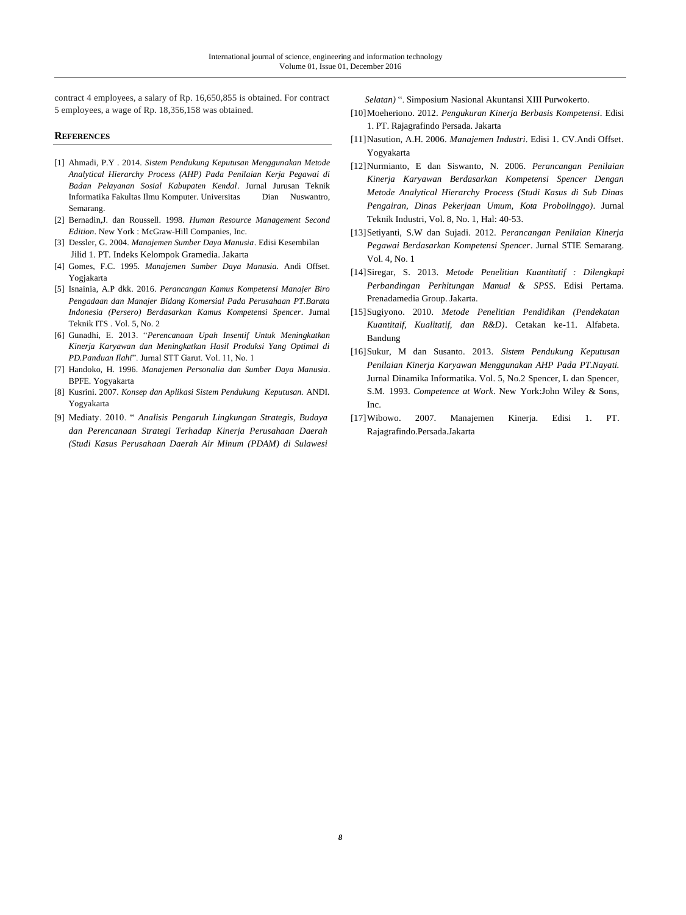contract 4 employees, a salary of Rp. 16,650,855 is obtained. For contract 5 employees, a wage of Rp. 18,356,158 was obtained.

## REFERENCES

[1] Ahmadi, P.Y . 2014. *Sistem Pendukung Keputusan Menggunakan Metode Analytical Hierarchy Process (AHP) Pada Penilaian Kerja Pegawai di Badan Pelayanan Sosial Kabupaten Kendal*. Jurnal Jurusan Teknik Informatika Fakultas Ilmu Komputer. Universitas Dian Nuswantro, Semarang.

[2] Bernadin,J. dan Roussell. 1998. *Human Resource Management Second Edition*. New York : McGraw-Hill Companies, Inc.

[3] Dessler, G. 2004. *Manajemen Sumber Daya Manusia*. Edisi Kesembilan Jilid 1. PT. Indeks Kelompok Gramedia. Jakarta

[4] Gomes, F.C. 1995. *Manajemen Sumber Daya Manusia*. Andi Offset. Yogjakarta

[5] Isnainia, A.P dkk. 2016. *Perancangan Kamus Kompetensi Manajer Biro Pengadaan dan Manajer Bidang Komersial Pada Perusahaan PT.Barata Indonesia (Persero) Berdasarkan Kamus Kompetensi Spencer*. Jurnal Teknik ITS . Vol. 5, No. 2

[6] Gunadhi, E. 2013. "*Perencanaan Upah Insentif Untuk Meningkatkan Kinerja Karyawan dan Meningkatkan Hasil Produksi Yang Optimal di PD.Panduan Ilahi*". Jurnal STT Garut. Vol. 11, No. 1

[7] Handoko, H. 1996. *Manajemen Personalia dan Sumber Daya Manusia*. BPFE. Yogyakarta

[8] Kusrini. 2007. *Konsep dan Aplikasi Sistem Pendukung Keputusan.* ANDI. Yogyakarta

[9] Mediaty. 2010. " *Analisis Pengaruh Lingkungan Strategis, Budaya dan Perencanaan Strategi Terhadap Kinerja Perusahaan Daerah (Studi Kasus Perusahaan Daerah Air Minum (PDAM) di Sulawesi Selatan)* ". Simposium Nasional Akuntansi XIII Purwokerto.

[10] Moeheriono. 2012. *Pengukuran Kinerja Berbasis Kompetensi*. Edisi 1. PT. Rajagrafindo Persada. Jakarta

[11] Nasution, A.H. 2006. *Manajemen Industri*. Edisi 1. CV.Andi Offset. Yogyakarta

[12] Nurmianto, E dan Siswanto, N. 2006. *Perancangan Penilaian Kinerja Karyawan Berdasarkan Kompetensi Spencer Dengan Metode Analytical Hierarchy Process (Studi Kasus di Sub Dinas Pengairan, Dinas Pekerjaan Umum, Kota Probolinggo)*. Jurnal Teknik Industri, Vol. 8, No. 1, Hal: 40-53.

[13] Setiyanti, S.W dan Sujadi. 2012. *Perancangan Penilaian Kinerja Pegawai Berdasarkan Kompetensi Spencer*. Jurnal STIE Semarang. Vol. 4, No. 1

[14] Siregar, S. 2013. *Metode Penelitian Kuantitatif : Dilengkapi Perbandingan Perhitungan Manual & SPSS*. Edisi Pertama. Prenadamedia Group. Jakarta.

[15] Sugiyono. 2010. *Metode Penelitian Pendidikan (Pendekatan Kuantitaif, Kualitatif, dan R&D)*. Cetakan ke-11. Alfabeta. Bandung

[16] Sukur, M dan Susanto. 2013. *Sistem Pendukung Keputusan Penilaian Kinerja Karyawan Menggunakan AHP Pada PT.Nayati.* Jurnal Dinamika Informatika. Vol. 5, No.2 Spencer, L dan Spencer, S.M. 1993. *Competence at Work*. New York:John Wiley & Sons, Inc.

[17] Wibowo. 2007. Manajemen Kinerja. Edisi 1. PT. Rajagrafindo.Persada.Jakarta